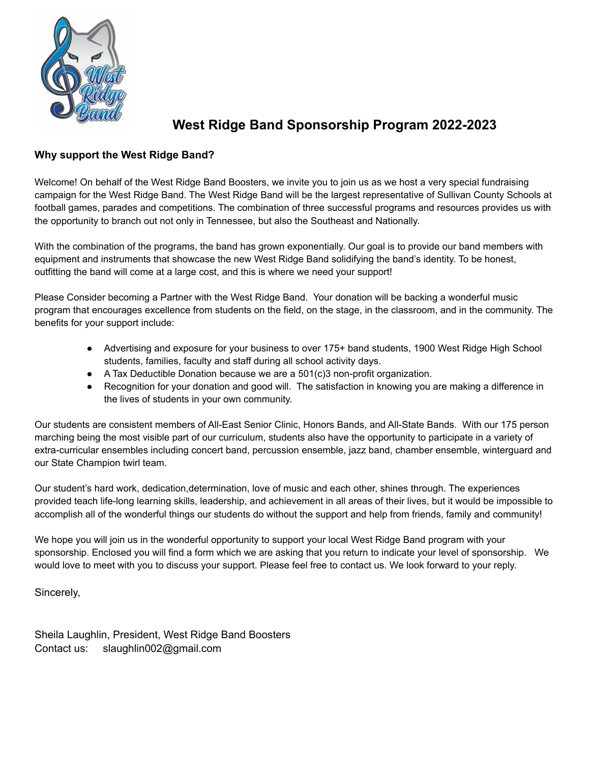# West Ridge Band Sponsorship Program 2022-2023

**Why support the West Ridge Band?**

Welcome! On behalf of the West Ridge Band Boosters, we invite you to join us as we host a very special fundraising campaign for the West Ridge Band. The West Ridge Band will be the largest representative of Sullivan County Schools at football games, parades and competitions. The combination of three successful programs and resources provides us with the opportunity to branch out not only in Tennessee, but also the Southeast and Nationally.

With the combination of the programs, the band has grown exponentially. Our goal is to provide our band members with equipment and instruments that showcase the new West Ridge Band solidifying the band's identity. To be honest, outfitting the band will come at a large cost, and this is where we need your support!

Please Consider becoming a Partner with the West Ridge Band. Your donation will be backing a wonderful music program that encourages excellence from students on the field, on the stage, in the classroom, and in the community. The benefits for your support include:

- Advertising and exposure for your business to over 175+ band students, 1900 West Ridge High School students, families, faculty and staff during all school activity days.
- A Tax Deductible Donation because we are a 501(c)3 non-profit organization.
- Recognition for your donation and good will. The satisfaction in knowing you are making a difference in the lives of students in your own community.

Our students are consistent members of All-East Senior Clinic, Honors Bands, and All-State Bands. With our 175 person marching being the most visible part of our curriculum, students also have the opportunity to participate in a variety of extra-curricular ensembles including concert band, percussion ensemble, jazz band, chamber ensemble, winterguard and our State Champion twirl team.

Our student's hard work, dedication,determination, love of music and each other, shines through. The experiences provided teach life-long learning skills, leadership, and achievement in all areas of their lives, but it would be impossible to accomplish all of the wonderful things our students do without the support and help from friends, family and community!

We hope you will join us in the wonderful opportunity to support your local West Ridge Band program with your sponsorship. Enclosed you will find a form which we are asking that you return to indicate your level of sponsorship. We would love to meet with you to discuss your support. Please feel free to contact us. We look forward to your reply.

Sincerely,

Sheila Laughlin, President, West Ridge Band Boosters
Contact us: slaughlin002@gmail.com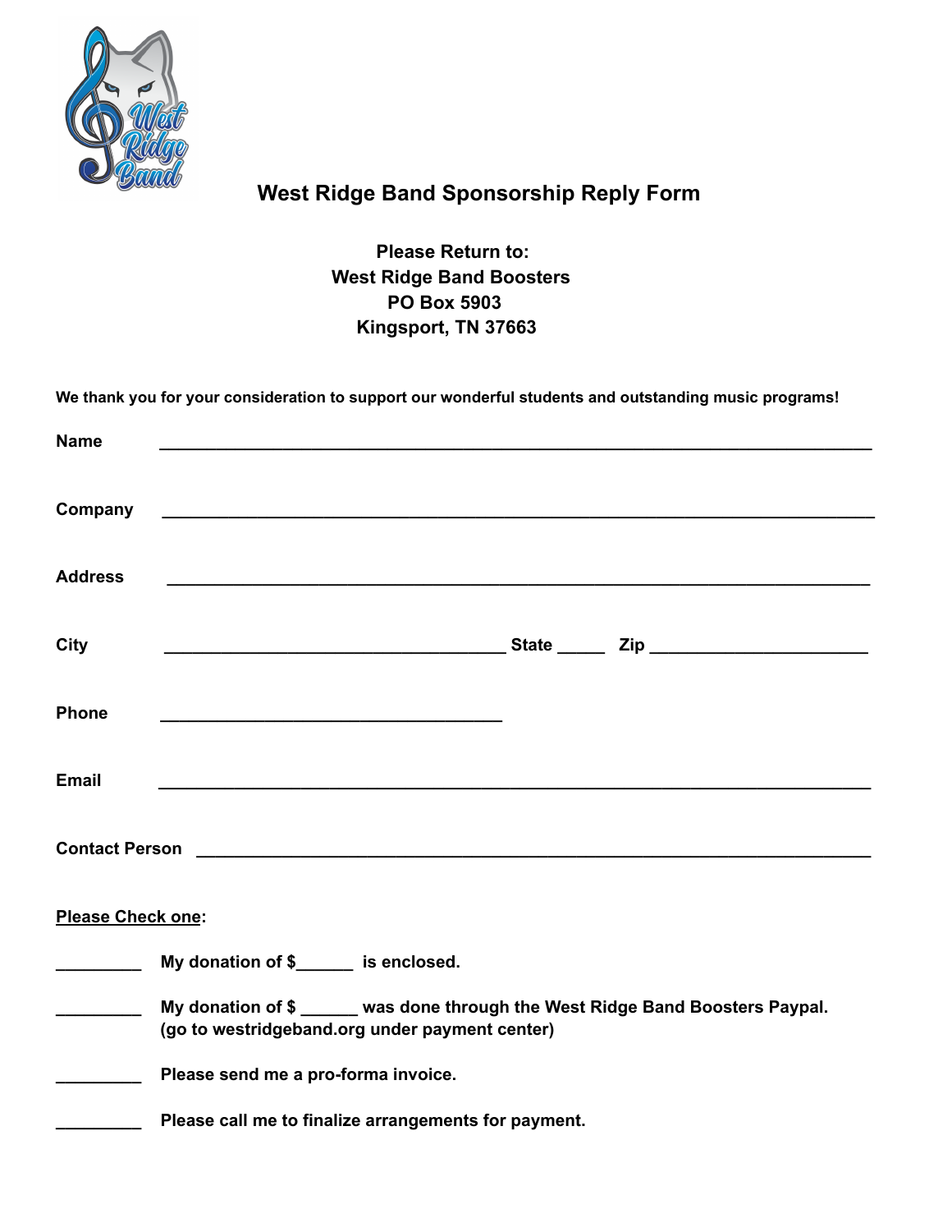# West Ridge Band Sponsorship Reply Form

**Please Return to:**
**West Ridge Band Boosters**
**PO Box 5903**
**Kingsport, TN 37663**

**We thank you for your consideration to support our wonderful students and outstanding music programs!**

**Name** ______________________________________________________________________

**Company** ______________________________________________________________________

**Address** ______________________________________________________________________

**City** ____________________________________ **State** _____ **Zip** ______________________

**Phone** ____________________________________

**Email** ______________________________________________________________________

**Contact Person** ________________________________________________________________

**Please Check one:**

_________ **My donation of $______ is enclosed.**

_________ **My donation of $ ______ was done through the West Ridge Band Boosters Paypal. (go to westridgeband.org under payment center)**

_________ **Please send me a pro-forma invoice.**

_________ **Please call me to finalize arrangements for payment.**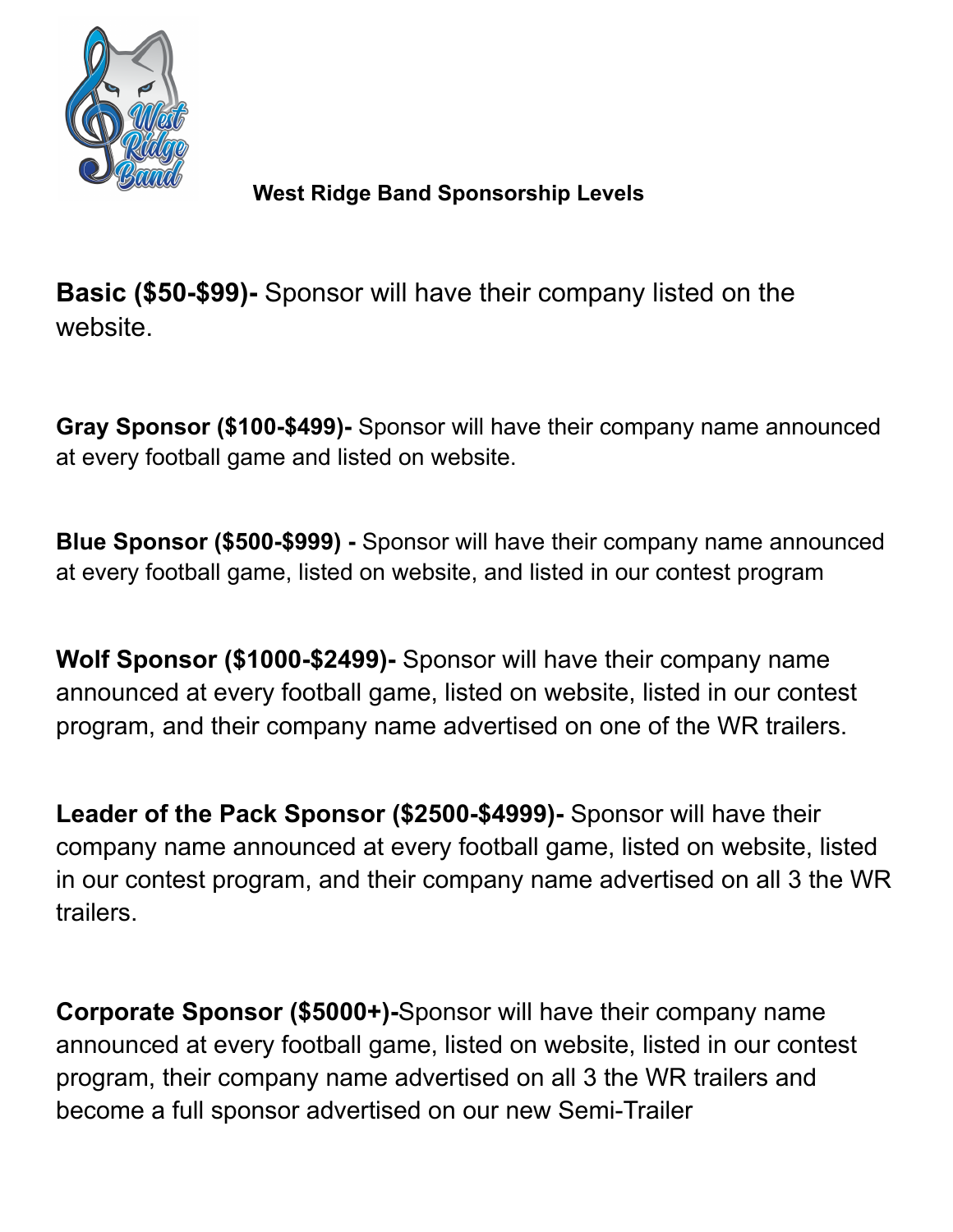## West Ridge Band Sponsorship Levels

**Basic ($50-$99)-** Sponsor will have their company listed on the website.

**Gray Sponsor ($100-$499)-** Sponsor will have their company name announced at every football game and listed on website.

**Blue Sponsor ($500-$999) -** Sponsor will have their company name announced at every football game, listed on website, and listed in our contest program

**Wolf Sponsor ($1000-$2499)-** Sponsor will have their company name announced at every football game, listed on website, listed in our contest program, and their company name advertised on one of the WR trailers.

**Leader of the Pack Sponsor ($2500-$4999)-** Sponsor will have their company name announced at every football game, listed on website, listed in our contest program, and their company name advertised on all 3 the WR trailers.

**Corporate Sponsor ($5000+)-**Sponsor will have their company name announced at every football game, listed on website, listed in our contest program, their company name advertised on all 3 the WR trailers and become a full sponsor advertised on our new Semi-Trailer